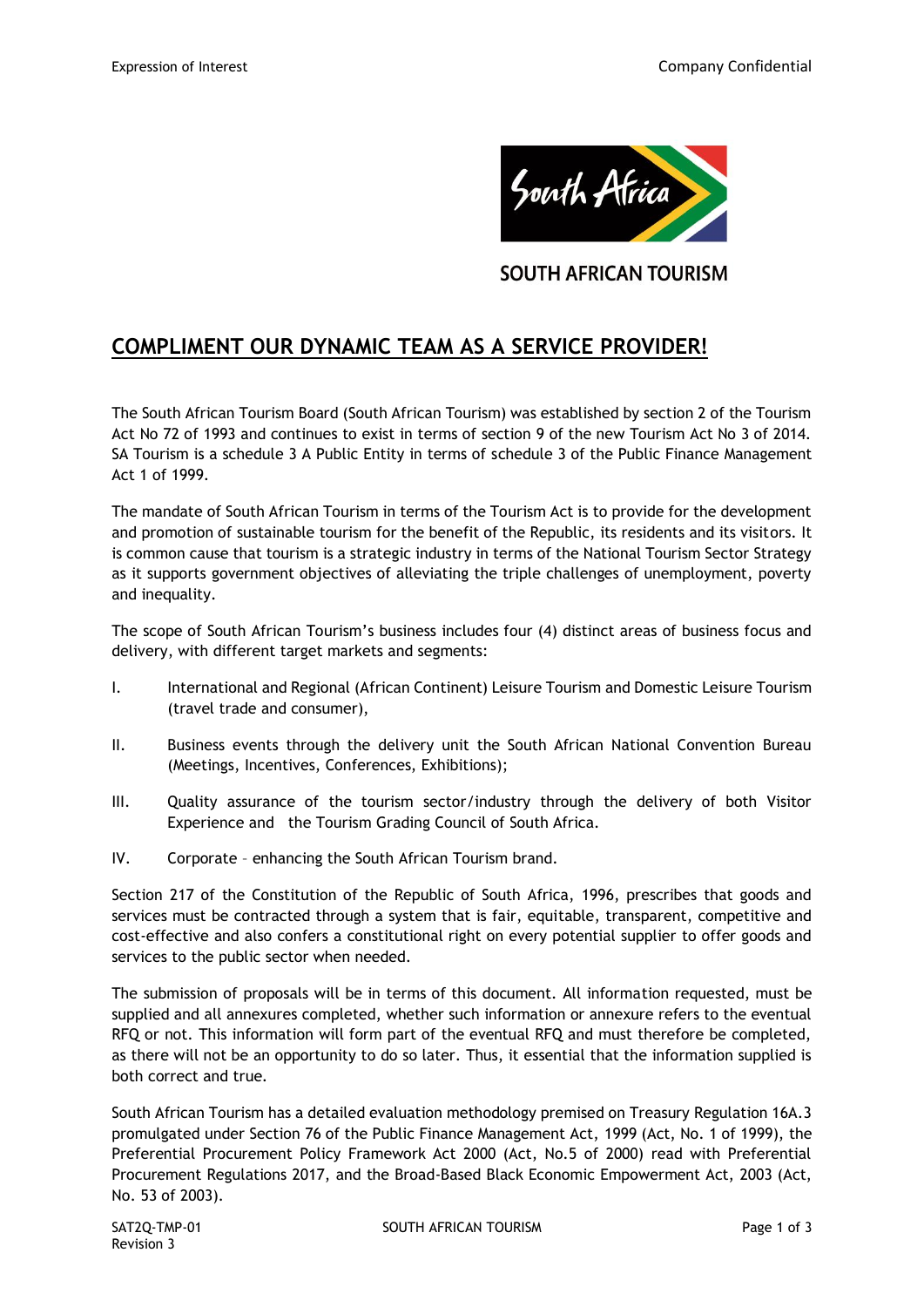SOUTH AFRICAN TOURISM

# COMPLIMENT OUR DYNAMIC TEAM AS A SERVICE PROVIDER!

The South African Tourism Board (South African Tourism) was established by section 2 of the Tourism Act No 72 of 1993 and continues to exist in terms of section 9 of the new Tourism Act No 3 of 2014. SA Tourism is a schedule 3 A Public Entity in terms of schedule 3 of the Public Finance Management Act 1 of 1999.

The mandate of South African Tourism in terms of the Tourism Act is to provide for the development and promotion of sustainable tourism for the benefit of the Republic, its residents and its visitors. It is common cause that tourism is a strategic industry in terms of the National Tourism Sector Strategy as it supports government objectives of alleviating the triple challenges of unemployment, poverty and inequality.

The scope of South African Tourism's business includes four (4) distinct areas of business focus and delivery, with different target markets and segments:

I. International and Regional (African Continent) Leisure Tourism and Domestic Leisure Tourism (travel trade and consumer),

II. Business events through the delivery unit the South African National Convention Bureau (Meetings, Incentives, Conferences, Exhibitions);

III. Quality assurance of the tourism sector/industry through the delivery of both Visitor Experience and the Tourism Grading Council of South Africa.

IV. Corporate – enhancing the South African Tourism brand.

Section 217 of the Constitution of the Republic of South Africa, 1996, prescribes that goods and services must be contracted through a system that is fair, equitable, transparent, competitive and cost-effective and also confers a constitutional right on every potential supplier to offer goods and services to the public sector when needed.

The submission of proposals will be in terms of this document. All information requested, must be supplied and all annexures completed, whether such information or annexure refers to the eventual RFQ or not. This information will form part of the eventual RFQ and must therefore be completed, as there will not be an opportunity to do so later. Thus, it essential that the information supplied is both correct and true.

South African Tourism has a detailed evaluation methodology premised on Treasury Regulation 16A.3 promulgated under Section 76 of the Public Finance Management Act, 1999 (Act, No. 1 of 1999), the Preferential Procurement Policy Framework Act 2000 (Act, No.5 of 2000) read with Preferential Procurement Regulations 2017, and the Broad-Based Black Economic Empowerment Act, 2003 (Act, No. 53 of 2003).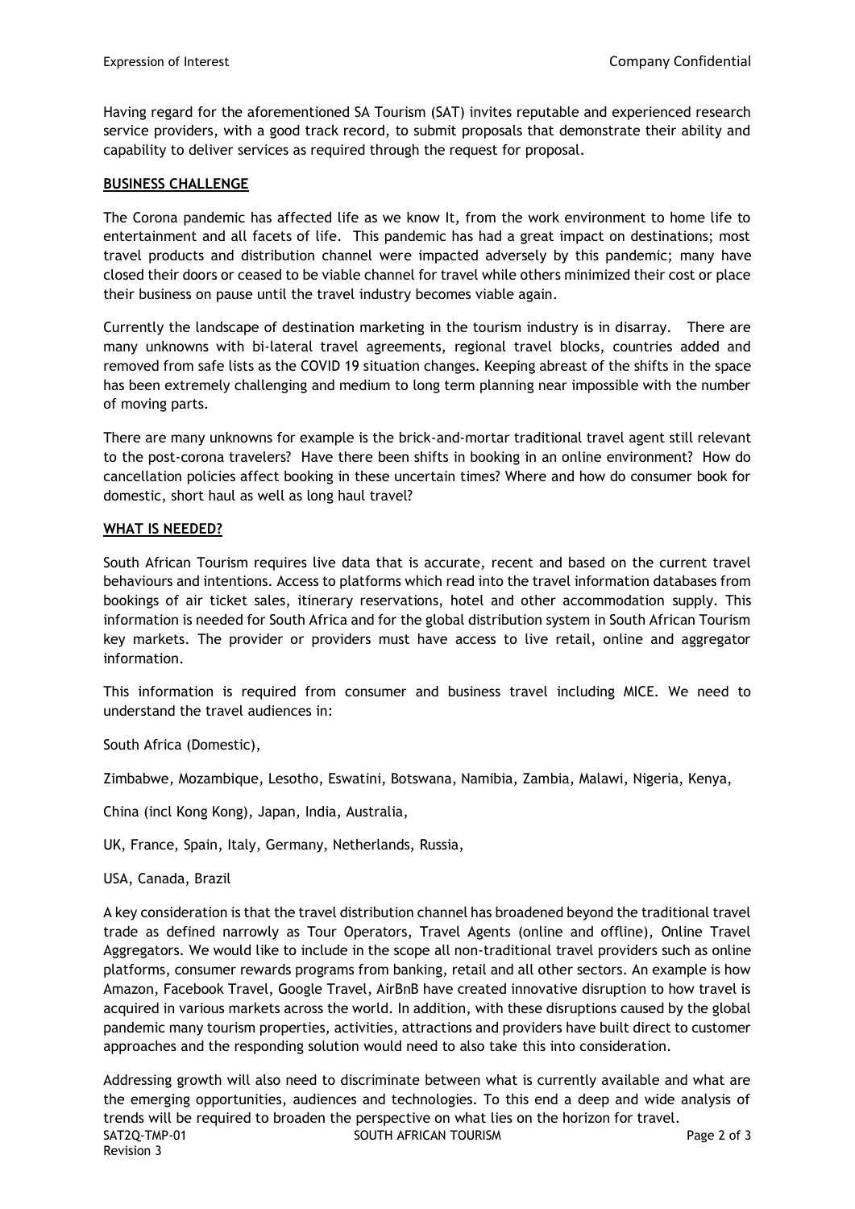Having regard for the aforementioned SA Tourism (SAT) invites reputable and experienced research service providers, with a good track record, to submit proposals that demonstrate their ability and capability to deliver services as required through the request for proposal.

## BUSINESS CHALLENGE

The Corona pandemic has affected life as we know It, from the work environment to home life to entertainment and all facets of life. This pandemic has had a great impact on destinations; most travel products and distribution channel were impacted adversely by this pandemic; many have closed their doors or ceased to be viable channel for travel while others minimized their cost or place their business on pause until the travel industry becomes viable again.

Currently the landscape of destination marketing in the tourism industry is in disarray. There are many unknowns with bi-lateral travel agreements, regional travel blocks, countries added and removed from safe lists as the COVID 19 situation changes. Keeping abreast of the shifts in the space has been extremely challenging and medium to long term planning near impossible with the number of moving parts.

There are many unknowns for example is the brick-and-mortar traditional travel agent still relevant to the post-corona travelers? Have there been shifts in booking in an online environment? How do cancellation policies affect booking in these uncertain times? Where and how do consumer book for domestic, short haul as well as long haul travel?

## WHAT IS NEEDED?

South African Tourism requires live data that is accurate, recent and based on the current travel behaviours and intentions. Access to platforms which read into the travel information databases from bookings of air ticket sales, itinerary reservations, hotel and other accommodation supply. This information is needed for South Africa and for the global distribution system in South African Tourism key markets. The provider or providers must have access to live retail, online and aggregator information.

This information is required from consumer and business travel including MICE. We need to understand the travel audiences in:

South Africa (Domestic),

Zimbabwe, Mozambique, Lesotho, Eswatini, Botswana, Namibia, Zambia, Malawi, Nigeria, Kenya,

China (incl Kong Kong), Japan, India, Australia,

UK, France, Spain, Italy, Germany, Netherlands, Russia,

USA, Canada, Brazil

A key consideration is that the travel distribution channel has broadened beyond the traditional travel trade as defined narrowly as Tour Operators, Travel Agents (online and offline), Online Travel Aggregators. We would like to include in the scope all non-traditional travel providers such as online platforms, consumer rewards programs from banking, retail and all other sectors. An example is how Amazon, Facebook Travel, Google Travel, AirBnB have created innovative disruption to how travel is acquired in various markets across the world. In addition, with these disruptions caused by the global pandemic many tourism properties, activities, attractions and providers have built direct to customer approaches and the responding solution would need to also take this into consideration.

Addressing growth will also need to discriminate between what is currently available and what are the emerging opportunities, audiences and technologies. To this end a deep and wide analysis of trends will be required to broaden the perspective on what lies on the horizon for travel.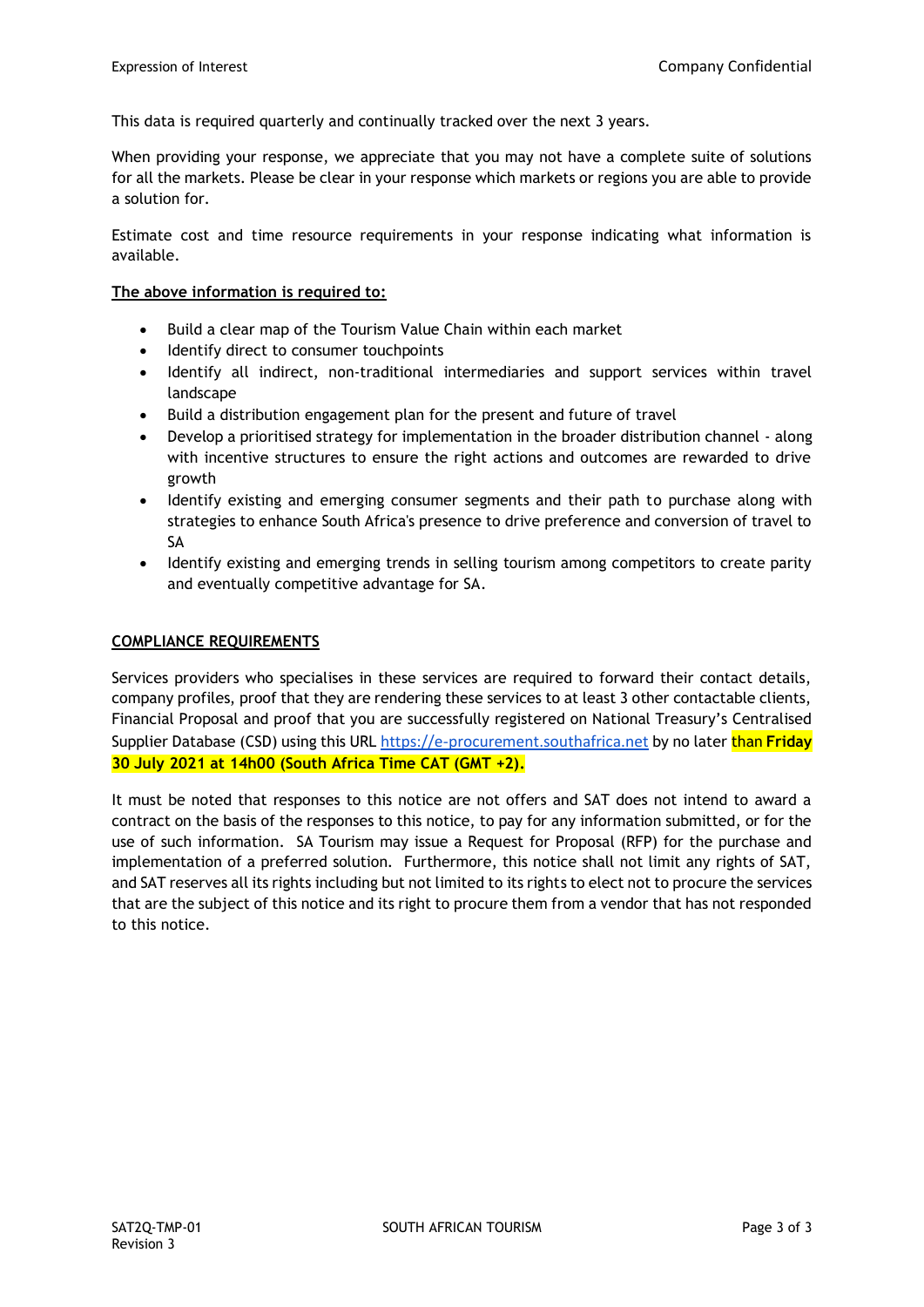This data is required quarterly and continually tracked over the next 3 years.

When providing your response, we appreciate that you may not have a complete suite of solutions for all the markets. Please be clear in your response which markets or regions you are able to provide a solution for.

Estimate cost and time resource requirements in your response indicating what information is available.

**The above information is required to:**

- Build a clear map of the Tourism Value Chain within each market
- Identify direct to consumer touchpoints
- Identify all indirect, non-traditional intermediaries and support services within travel landscape
- Build a distribution engagement plan for the present and future of travel
- Develop a prioritised strategy for implementation in the broader distribution channel - along with incentive structures to ensure the right actions and outcomes are rewarded to drive growth
- Identify existing and emerging consumer segments and their path to purchase along with strategies to enhance South Africa's presence to drive preference and conversion of travel to SA
- Identify existing and emerging trends in selling tourism among competitors to create parity and eventually competitive advantage for SA.

**COMPLIANCE REQUIREMENTS**

Services providers who specialises in these services are required to forward their contact details, company profiles, proof that they are rendering these services to at least 3 other contactable clients, Financial Proposal and proof that you are successfully registered on National Treasury's Centralised Supplier Database (CSD) using this URL https://e-procurement.southafrica.net by no later than **Friday 30 July 2021 at 14h00 (South Africa Time CAT (GMT +2).**

It must be noted that responses to this notice are not offers and SAT does not intend to award a contract on the basis of the responses to this notice, to pay for any information submitted, or for the use of such information. SA Tourism may issue a Request for Proposal (RFP) for the purchase and implementation of a preferred solution. Furthermore, this notice shall not limit any rights of SAT, and SAT reserves all its rights including but not limited to its rights to elect not to procure the services that are the subject of this notice and its right to procure them from a vendor that has not responded to this notice.